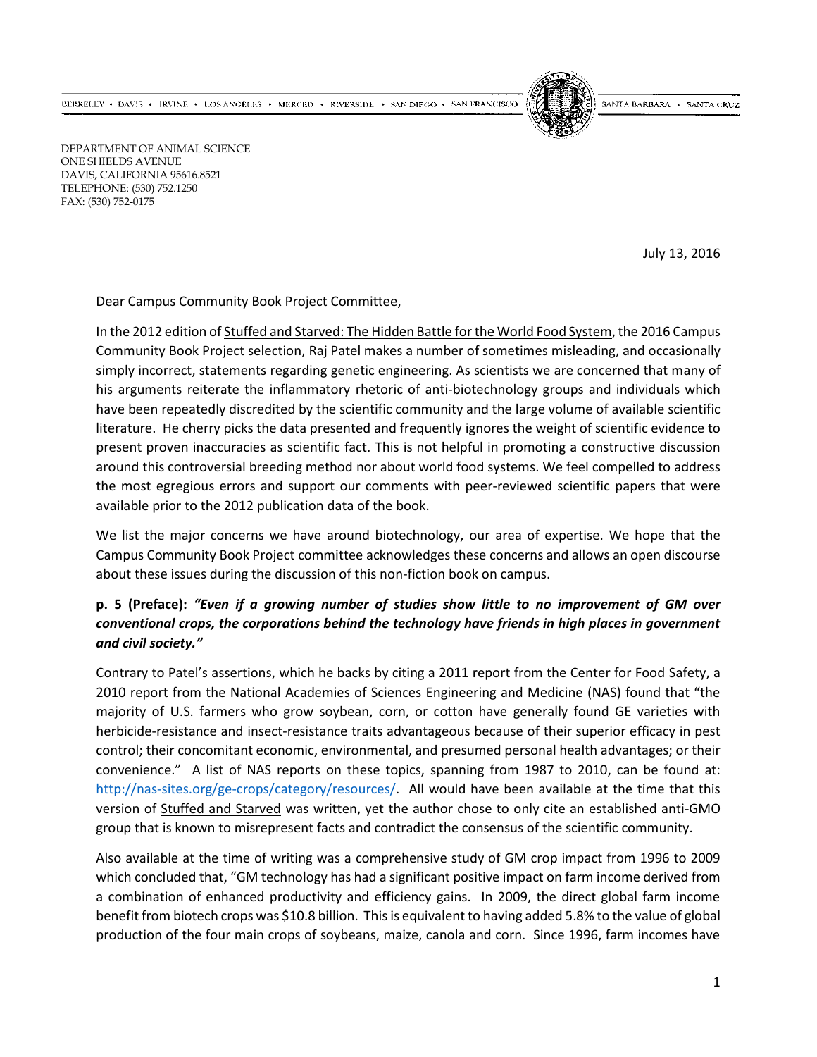BERKELEY • DAVIS • IRVINE • LOS ANGELES • MERCED • RIVERSIDE • SAN DIEGO • SAN FRANCISCO SANTA BARBARA • SANTA CRUZ

DEPARTMENT OF ANIMAL SCIENCE
ONE SHIELDS AVENUE
DAVIS, CALIFORNIA 95616.8521
TELEPHONE: (530) 752.1250
FAX: (530) 752-0175

July 13, 2016

Dear Campus Community Book Project Committee,

In the 2012 edition of Stuffed and Starved: The Hidden Battle for the World Food System, the 2016 Campus Community Book Project selection, Raj Patel makes a number of sometimes misleading, and occasionally simply incorrect, statements regarding genetic engineering. As scientists we are concerned that many of his arguments reiterate the inflammatory rhetoric of anti-biotechnology groups and individuals which have been repeatedly discredited by the scientific community and the large volume of available scientific literature. He cherry picks the data presented and frequently ignores the weight of scientific evidence to present proven inaccuracies as scientific fact. This is not helpful in promoting a constructive discussion around this controversial breeding method nor about world food systems. We feel compelled to address the most egregious errors and support our comments with peer-reviewed scientific papers that were available prior to the 2012 publication data of the book.

We list the major concerns we have around biotechnology, our area of expertise. We hope that the Campus Community Book Project committee acknowledges these concerns and allows an open discourse about these issues during the discussion of this non-fiction book on campus.

**p. 5 (Preface):** ***"Even if a growing number of studies show little to no improvement of GM over conventional crops, the corporations behind the technology have friends in high places in government and civil society."***

Contrary to Patel's assertions, which he backs by citing a 2011 report from the Center for Food Safety, a 2010 report from the National Academies of Sciences Engineering and Medicine (NAS) found that "the majority of U.S. farmers who grow soybean, corn, or cotton have generally found GE varieties with herbicide-resistance and insect-resistance traits advantageous because of their superior efficacy in pest control; their concomitant economic, environmental, and presumed personal health advantages; or their convenience." A list of NAS reports on these topics, spanning from 1987 to 2010, can be found at: http://nas-sites.org/ge-crops/category/resources/. All would have been available at the time that this version of Stuffed and Starved was written, yet the author chose to only cite an established anti-GMO group that is known to misrepresent facts and contradict the consensus of the scientific community.

Also available at the time of writing was a comprehensive study of GM crop impact from 1996 to 2009 which concluded that, "GM technology has had a significant positive impact on farm income derived from a combination of enhanced productivity and efficiency gains. In 2009, the direct global farm income benefit from biotech crops was $10.8 billion. This is equivalent to having added 5.8% to the value of global production of the four main crops of soybeans, maize, canola and corn. Since 1996, farm incomes have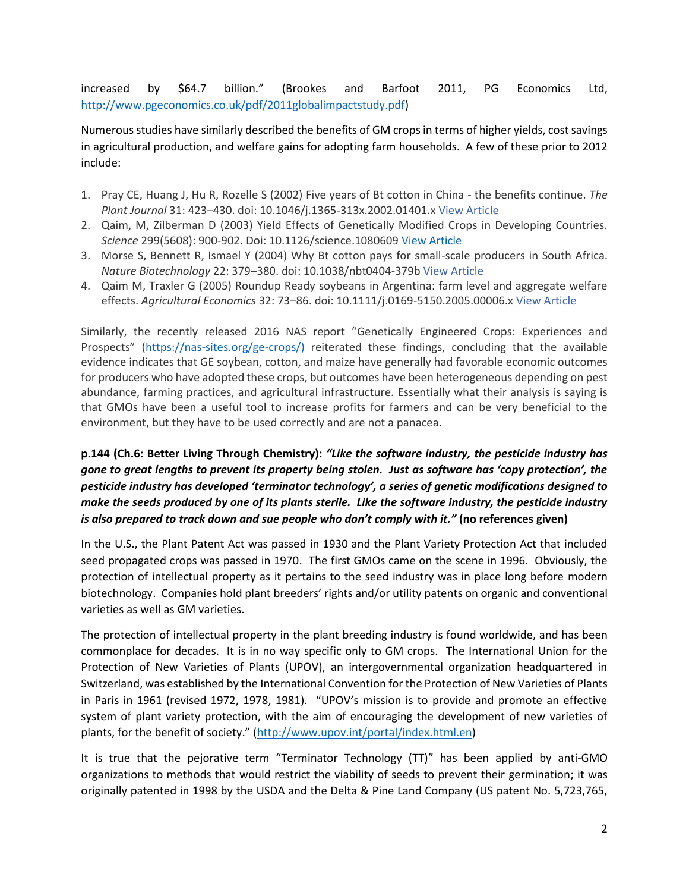increased by $64.7 billion." (Brookes and Barfoot 2011, PG Economics Ltd, http://www.pgeconomics.co.uk/pdf/2011globalimpactstudy.pdf)

Numerous studies have similarly described the benefits of GM crops in terms of higher yields, cost savings in agricultural production, and welfare gains for adopting farm households. A few of these prior to 2012 include:

1. Pray CE, Huang J, Hu R, Rozelle S (2002) Five years of Bt cotton in China - the benefits continue. *The Plant Journal* 31: 423–430. doi: 10.1046/j.1365-313x.2002.01401.x View Article
2. Qaim, M, Zilberman D (2003) Yield Effects of Genetically Modified Crops in Developing Countries. *Science* 299(5608): 900-902. Doi: 10.1126/science.1080609 View Article
3. Morse S, Bennett R, Ismael Y (2004) Why Bt cotton pays for small-scale producers in South Africa. *Nature Biotechnology* 22: 379–380. doi: 10.1038/nbt0404-379b View Article
4. Qaim M, Traxler G (2005) Roundup Ready soybeans in Argentina: farm level and aggregate welfare effects. *Agricultural Economics* 32: 73–86. doi: 10.1111/j.0169-5150.2005.00006.x View Article

Similarly, the recently released 2016 NAS report "Genetically Engineered Crops: Experiences and Prospects" (https://nas-sites.org/ge-crops/) reiterated these findings, concluding that the available evidence indicates that GE soybean, cotton, and maize have generally had favorable economic outcomes for producers who have adopted these crops, but outcomes have been heterogeneous depending on pest abundance, farming practices, and agricultural infrastructure. Essentially what their analysis is saying is that GMOs have been a useful tool to increase profits for farmers and can be very beneficial to the environment, but they have to be used correctly and are not a panacea.

**p.144 (Ch.6: Better Living Through Chemistry):** ***"Like the software industry, the pesticide industry has gone to great lengths to prevent its property being stolen. Just as software has 'copy protection', the pesticide industry has developed 'terminator technology', a series of genetic modifications designed to make the seeds produced by one of its plants sterile. Like the software industry, the pesticide industry is also prepared to track down and sue people who don't comply with it."*** **(no references given)**

In the U.S., the Plant Patent Act was passed in 1930 and the Plant Variety Protection Act that included seed propagated crops was passed in 1970. The first GMOs came on the scene in 1996. Obviously, the protection of intellectual property as it pertains to the seed industry was in place long before modern biotechnology. Companies hold plant breeders' rights and/or utility patents on organic and conventional varieties as well as GM varieties.

The protection of intellectual property in the plant breeding industry is found worldwide, and has been commonplace for decades. It is in no way specific only to GM crops. The International Union for the Protection of New Varieties of Plants (UPOV), an intergovernmental organization headquartered in Switzerland, was established by the International Convention for the Protection of New Varieties of Plants in Paris in 1961 (revised 1972, 1978, 1981). "UPOV's mission is to provide and promote an effective system of plant variety protection, with the aim of encouraging the development of new varieties of plants, for the benefit of society." (http://www.upov.int/portal/index.html.en)

It is true that the pejorative term "Terminator Technology (TT)" has been applied by anti-GMO organizations to methods that would restrict the viability of seeds to prevent their germination; it was originally patented in 1998 by the USDA and the Delta & Pine Land Company (US patent No. 5,723,765,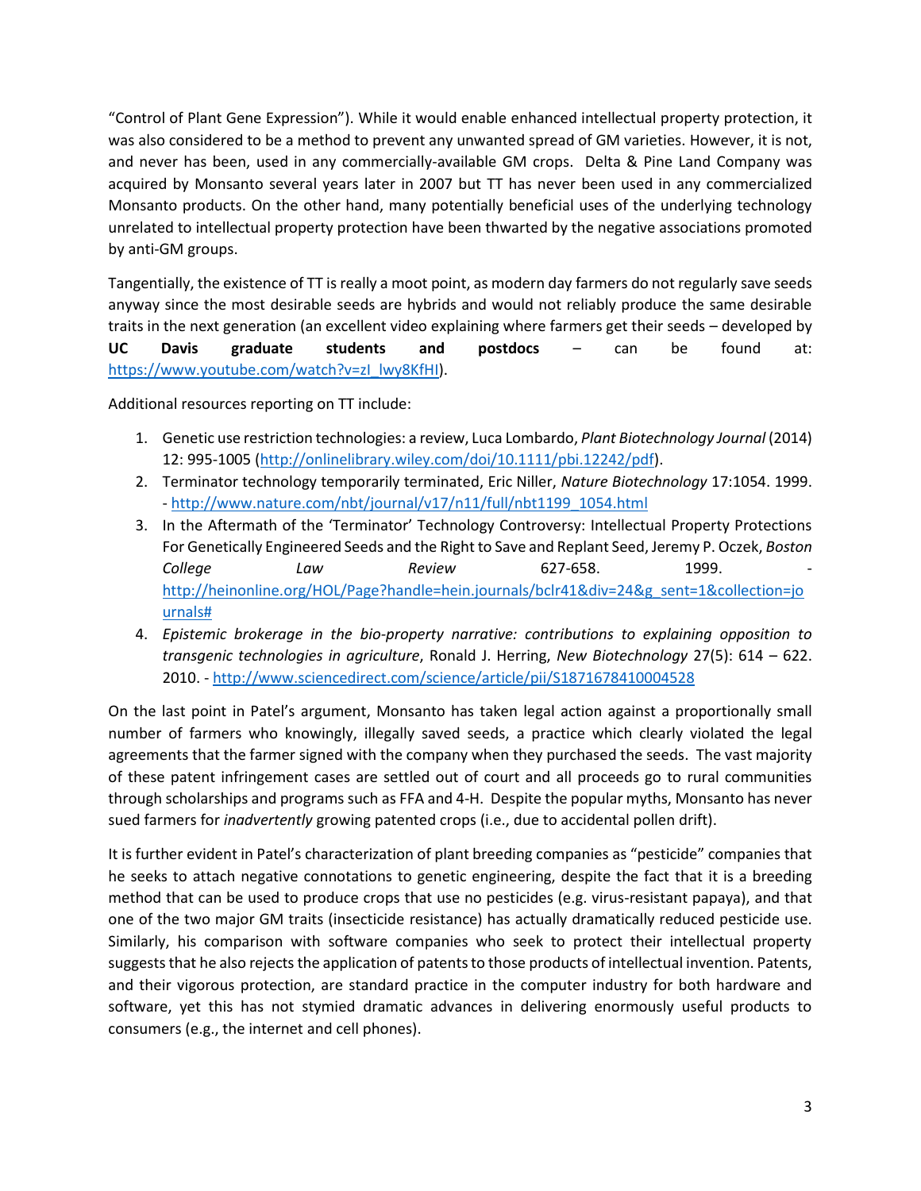"Control of Plant Gene Expression"). While it would enable enhanced intellectual property protection, it was also considered to be a method to prevent any unwanted spread of GM varieties. However, it is not, and never has been, used in any commercially-available GM crops. Delta & Pine Land Company was acquired by Monsanto several years later in 2007 but TT has never been used in any commercialized Monsanto products. On the other hand, many potentially beneficial uses of the underlying technology unrelated to intellectual property protection have been thwarted by the negative associations promoted by anti-GM groups.

Tangentially, the existence of TT is really a moot point, as modern day farmers do not regularly save seeds anyway since the most desirable seeds are hybrids and would not reliably produce the same desirable traits in the next generation (an excellent video explaining where farmers get their seeds – developed by **UC Davis graduate students and postdocs** – can be found at: https://www.youtube.com/watch?v=zI_lwy8KfHI).

Additional resources reporting on TT include:

1. Genetic use restriction technologies: a review, Luca Lombardo, *Plant Biotechnology Journal* (2014) 12: 995-1005 (http://onlinelibrary.wiley.com/doi/10.1111/pbi.12242/pdf).
2. Terminator technology temporarily terminated, Eric Niller, *Nature Biotechnology* 17:1054. 1999. - http://www.nature.com/nbt/journal/v17/n11/full/nbt1199_1054.html
3. In the Aftermath of the 'Terminator' Technology Controversy: Intellectual Property Protections For Genetically Engineered Seeds and the Right to Save and Replant Seed, Jeremy P. Oczek, *Boston College Law Review* 627-658. 1999. - http://heinonline.org/HOL/Page?handle=hein.journals/bclr41&div=24&g_sent=1&collection=journals#
4. *Epistemic brokerage in the bio-property narrative: contributions to explaining opposition to transgenic technologies in agriculture*, Ronald J. Herring, *New Biotechnology* 27(5): 614 – 622. 2010. - http://www.sciencedirect.com/science/article/pii/S1871678410004528

On the last point in Patel's argument, Monsanto has taken legal action against a proportionally small number of farmers who knowingly, illegally saved seeds, a practice which clearly violated the legal agreements that the farmer signed with the company when they purchased the seeds. The vast majority of these patent infringement cases are settled out of court and all proceeds go to rural communities through scholarships and programs such as FFA and 4-H. Despite the popular myths, Monsanto has never sued farmers for *inadvertently* growing patented crops (i.e., due to accidental pollen drift).

It is further evident in Patel's characterization of plant breeding companies as "pesticide" companies that he seeks to attach negative connotations to genetic engineering, despite the fact that it is a breeding method that can be used to produce crops that use no pesticides (e.g. virus-resistant papaya), and that one of the two major GM traits (insecticide resistance) has actually dramatically reduced pesticide use. Similarly, his comparison with software companies who seek to protect their intellectual property suggests that he also rejects the application of patents to those products of intellectual invention. Patents, and their vigorous protection, are standard practice in the computer industry for both hardware and software, yet this has not stymied dramatic advances in delivering enormously useful products to consumers (e.g., the internet and cell phones).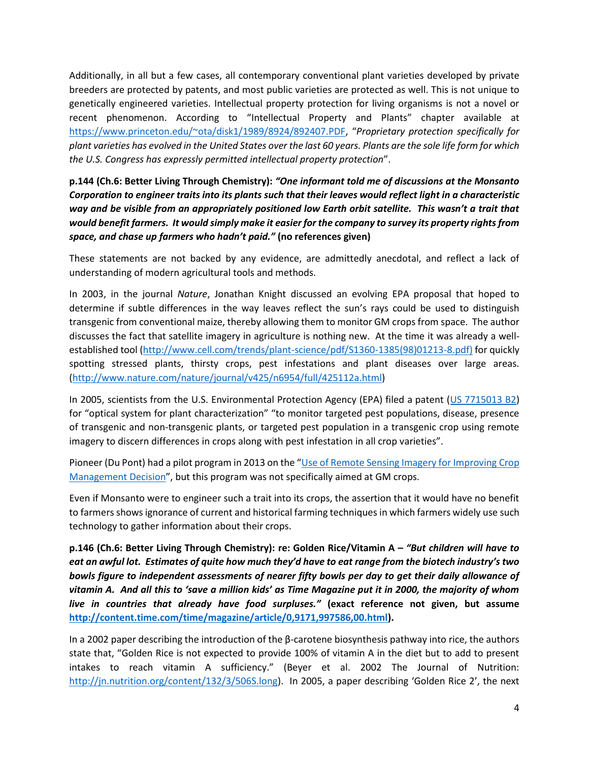Additionally, in all but a few cases, all contemporary conventional plant varieties developed by private breeders are protected by patents, and most public varieties are protected as well. This is not unique to genetically engineered varieties. Intellectual property protection for living organisms is not a novel or recent phenomenon. According to "Intellectual Property and Plants" chapter available at [https://www.princeton.edu/~ota/disk1/1989/8924/892407.PDF](https://www.princeton.edu/~ota/disk1/1989/8924/892407.PDF), "*Proprietary protection specifically for plant varieties has evolved in the United States over the last 60 years. Plants are the sole life form for which the U.S. Congress has expressly permitted intellectual property protection*".

**p.144 (Ch.6: Better Living Through Chemistry): *"One informant told me of discussions at the Monsanto Corporation to engineer traits into its plants such that their leaves would reflect light in a characteristic way and be visible from an appropriately positioned low Earth orbit satellite. This wasn't a trait that would benefit farmers. It would simply make it easier for the company to survey its property rights from space, and chase up farmers who hadn't paid."* (no references given)**

These statements are not backed by any evidence, are admittedly anecdotal, and reflect a lack of understanding of modern agricultural tools and methods.

In 2003, in the journal *Nature*, Jonathan Knight discussed an evolving EPA proposal that hoped to determine if subtle differences in the way leaves reflect the sun's rays could be used to distinguish transgenic from conventional maize, thereby allowing them to monitor GM crops from space. The author discusses the fact that satellite imagery in agriculture is nothing new. At the time it was already a well-established tool ([http://www.cell.com/trends/plant-science/pdf/S1360-1385(98)01213-8.pdf)](http://www.cell.com/trends/plant-science/pdf/S1360-1385(98)01213-8.pdf)) for quickly spotting stressed plants, thirsty crops, pest infestations and plant diseases over large areas. ([http://www.nature.com/nature/journal/v425/n6954/full/425112a.html](http://www.nature.com/nature/journal/v425/n6954/full/425112a.html))

In 2005, scientists from the U.S. Environmental Protection Agency (EPA) filed a patent (US 7715013 B2) for "optical system for plant characterization" "to monitor targeted pest populations, disease, presence of transgenic and non-transgenic plants, or targeted pest population in a transgenic crop using remote imagery to discern differences in crops along with pest infestation in all crop varieties".

Pioneer (Du Pont) had a pilot program in 2013 on the "Use of Remote Sensing Imagery for Improving Crop Management Decision", but this program was not specifically aimed at GM crops.

Even if Monsanto were to engineer such a trait into its crops, the assertion that it would have no benefit to farmers shows ignorance of current and historical farming techniques in which farmers widely use such technology to gather information about their crops.

**p.146 (Ch.6: Better Living Through Chemistry): re: Golden Rice/Vitamin A – *"But children will have to eat an awful lot. Estimates of quite how much they'd have to eat range from the biotech industry's two bowls figure to independent assessments of nearer fifty bowls per day to get their daily allowance of vitamin A. And all this to 'save a million kids' as Time Magazine put it in 2000, the majority of whom live in countries that already have food surpluses."* (exact reference not given, but assume [http://content.time.com/time/magazine/article/0,9171,997586,00.html](http://content.time.com/time/magazine/article/0,9171,997586,00.html)).**

In a 2002 paper describing the introduction of the β-carotene biosynthesis pathway into rice, the authors state that, "Golden Rice is not expected to provide 100% of vitamin A in the diet but to add to present intakes to reach vitamin A sufficiency." (Beyer et al. 2002 The Journal of Nutrition: [http://jn.nutrition.org/content/132/3/506S.long](http://jn.nutrition.org/content/132/3/506S.long)). In 2005, a paper describing 'Golden Rice 2', the next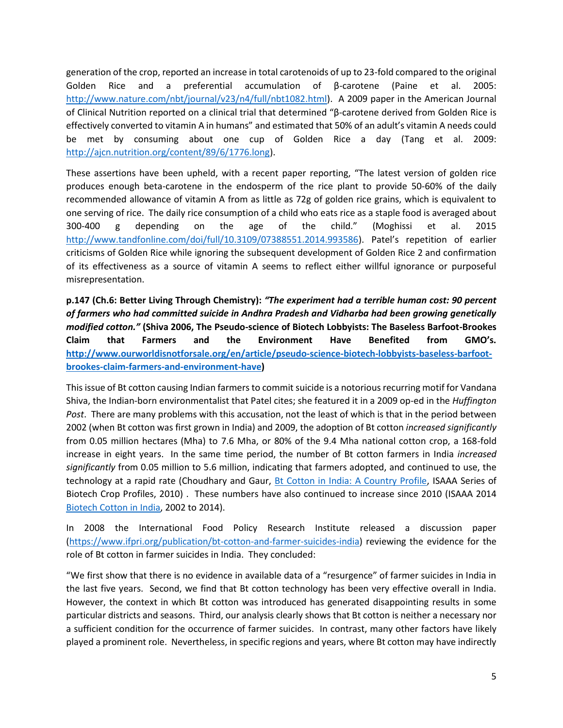generation of the crop, reported an increase in total carotenoids of up to 23-fold compared to the original Golden Rice and a preferential accumulation of β-carotene (Paine et al. 2005: http://www.nature.com/nbt/journal/v23/n4/full/nbt1082.html). A 2009 paper in the American Journal of Clinical Nutrition reported on a clinical trial that determined "β-carotene derived from Golden Rice is effectively converted to vitamin A in humans" and estimated that 50% of an adult's vitamin A needs could be met by consuming about one cup of Golden Rice a day (Tang et al. 2009: http://ajcn.nutrition.org/content/89/6/1776.long).

These assertions have been upheld, with a recent paper reporting, "The latest version of golden rice produces enough beta-carotene in the endosperm of the rice plant to provide 50-60% of the daily recommended allowance of vitamin A from as little as 72g of golden rice grains, which is equivalent to one serving of rice. The daily rice consumption of a child who eats rice as a staple food is averaged about 300-400 g depending on the age of the child." (Moghissi et al. 2015 http://www.tandfonline.com/doi/full/10.3109/07388551.2014.993586). Patel's repetition of earlier criticisms of Golden Rice while ignoring the subsequent development of Golden Rice 2 and confirmation of its effectiveness as a source of vitamin A seems to reflect either willful ignorance or purposeful misrepresentation.

**p.147 (Ch.6: Better Living Through Chemistry):** ***"The experiment had a terrible human cost: 90 percent of farmers who had committed suicide in Andhra Pradesh and Vidharba had been growing genetically modified cotton."*** **(Shiva 2006, The Pseudo-science of Biotech Lobbyists: The Baseless Barfoot-Brookes Claim that Farmers and the Environment Have Benefited from GMO's. http://www.ourworldisnotforsale.org/en/article/pseudo-science-biotech-lobbyists-baseless-barfoot-brookes-claim-farmers-and-environment-have)**

This issue of Bt cotton causing Indian farmers to commit suicide is a notorious recurring motif for Vandana Shiva, the Indian-born environmentalist that Patel cites; she featured it in a 2009 op-ed in the *Huffington Post*. There are many problems with this accusation, not the least of which is that in the period between 2002 (when Bt cotton was first grown in India) and 2009, the adoption of Bt cotton *increased significantly* from 0.05 million hectares (Mha) to 7.6 Mha, or 80% of the 9.4 Mha national cotton crop, a 168-fold increase in eight years. In the same time period, the number of Bt cotton farmers in India *increased significantly* from 0.05 million to 5.6 million, indicating that farmers adopted, and continued to use, the technology at a rapid rate (Choudhary and Gaur, Bt Cotton in India: A Country Profile, ISAAA Series of Biotech Crop Profiles, 2010) . These numbers have also continued to increase since 2010 (ISAAA 2014 Biotech Cotton in India, 2002 to 2014).

In 2008 the International Food Policy Research Institute released a discussion paper (https://www.ifpri.org/publication/bt-cotton-and-farmer-suicides-india) reviewing the evidence for the role of Bt cotton in farmer suicides in India. They concluded:

"We first show that there is no evidence in available data of a "resurgence" of farmer suicides in India in the last five years. Second, we find that Bt cotton technology has been very effective overall in India. However, the context in which Bt cotton was introduced has generated disappointing results in some particular districts and seasons. Third, our analysis clearly shows that Bt cotton is neither a necessary nor a sufficient condition for the occurrence of farmer suicides. In contrast, many other factors have likely played a prominent role. Nevertheless, in specific regions and years, where Bt cotton may have indirectly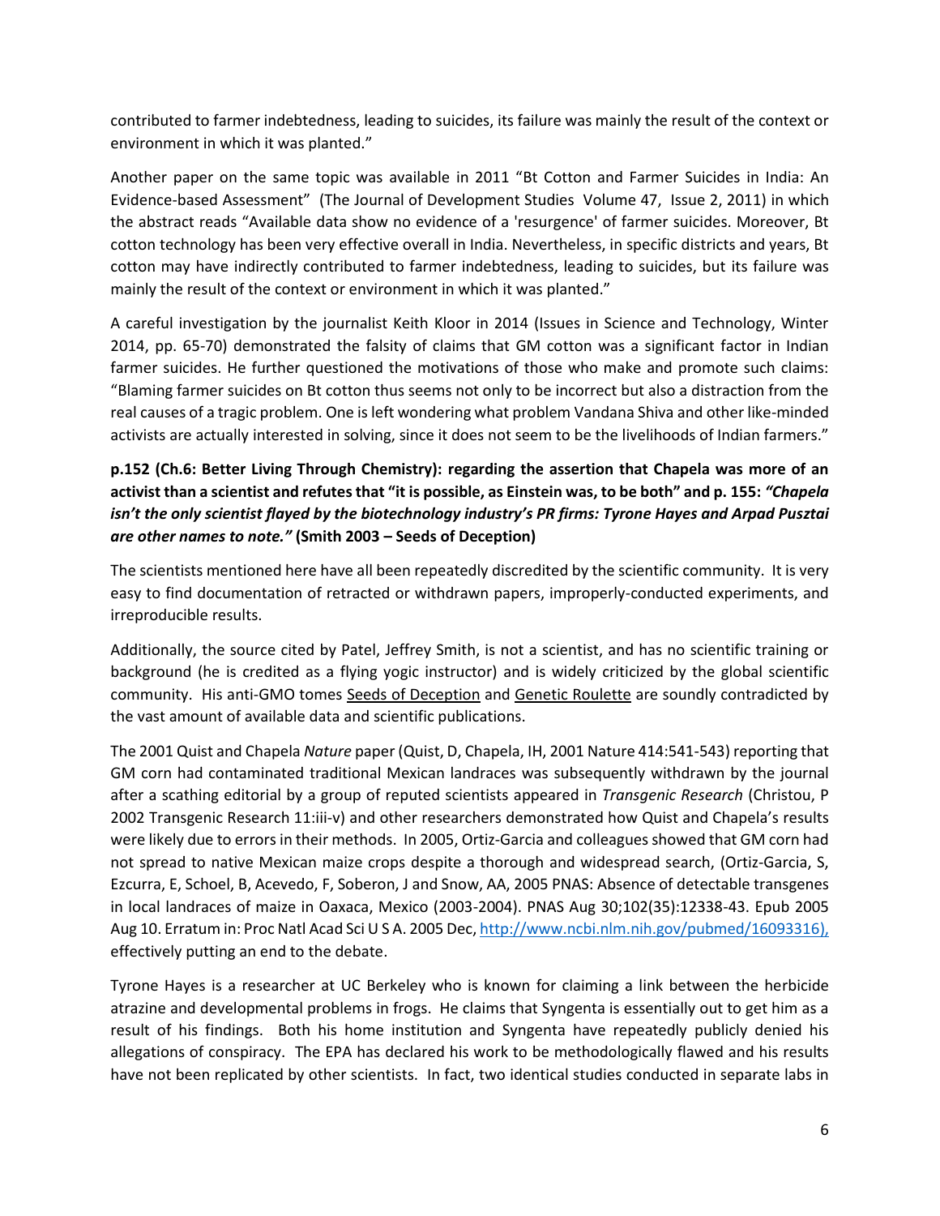contributed to farmer indebtedness, leading to suicides, its failure was mainly the result of the context or environment in which it was planted."

Another paper on the same topic was available in 2011 "Bt Cotton and Farmer Suicides in India: An Evidence-based Assessment" (The Journal of Development Studies Volume 47, Issue 2, 2011) in which the abstract reads "Available data show no evidence of a 'resurgence' of farmer suicides. Moreover, Bt cotton technology has been very effective overall in India. Nevertheless, in specific districts and years, Bt cotton may have indirectly contributed to farmer indebtedness, leading to suicides, but its failure was mainly the result of the context or environment in which it was planted."

A careful investigation by the journalist Keith Kloor in 2014 (Issues in Science and Technology, Winter 2014, pp. 65-70) demonstrated the falsity of claims that GM cotton was a significant factor in Indian farmer suicides. He further questioned the motivations of those who make and promote such claims: "Blaming farmer suicides on Bt cotton thus seems not only to be incorrect but also a distraction from the real causes of a tragic problem. One is left wondering what problem Vandana Shiva and other like-minded activists are actually interested in solving, since it does not seem to be the livelihoods of Indian farmers."

**p.152 (Ch.6: Better Living Through Chemistry): regarding the assertion that Chapela was more of an activist than a scientist and refutes that "it is possible, as Einstein was, to be both" and p. 155: *"Chapela isn't the only scientist flayed by the biotechnology industry's PR firms: Tyrone Hayes and Arpad Pusztai are other names to note."* (Smith 2003 – Seeds of Deception)**

The scientists mentioned here have all been repeatedly discredited by the scientific community. It is very easy to find documentation of retracted or withdrawn papers, improperly-conducted experiments, and irreproducible results.

Additionally, the source cited by Patel, Jeffrey Smith, is not a scientist, and has no scientific training or background (he is credited as a flying yogic instructor) and is widely criticized by the global scientific community. His anti-GMO tomes Seeds of Deception and Genetic Roulette are soundly contradicted by the vast amount of available data and scientific publications.

The 2001 Quist and Chapela *Nature* paper (Quist, D, Chapela, IH, 2001 Nature 414:541-543) reporting that GM corn had contaminated traditional Mexican landraces was subsequently withdrawn by the journal after a scathing editorial by a group of reputed scientists appeared in *Transgenic Research* (Christou, P 2002 Transgenic Research 11:iii-v) and other researchers demonstrated how Quist and Chapela's results were likely due to errors in their methods. In 2005, Ortiz-Garcia and colleagues showed that GM corn had not spread to native Mexican maize crops despite a thorough and widespread search, (Ortiz-Garcia, S, Ezcurra, E, Schoel, B, Acevedo, F, Soberon, J and Snow, AA, 2005 PNAS: Absence of detectable transgenes in local landraces of maize in Oaxaca, Mexico (2003-2004). PNAS Aug 30;102(35):12338-43. Epub 2005 Aug 10. Erratum in: Proc Natl Acad Sci U S A. 2005 Dec, http://www.ncbi.nlm.nih.gov/pubmed/16093316), effectively putting an end to the debate.

Tyrone Hayes is a researcher at UC Berkeley who is known for claiming a link between the herbicide atrazine and developmental problems in frogs. He claims that Syngenta is essentially out to get him as a result of his findings. Both his home institution and Syngenta have repeatedly publicly denied his allegations of conspiracy. The EPA has declared his work to be methodologically flawed and his results have not been replicated by other scientists. In fact, two identical studies conducted in separate labs in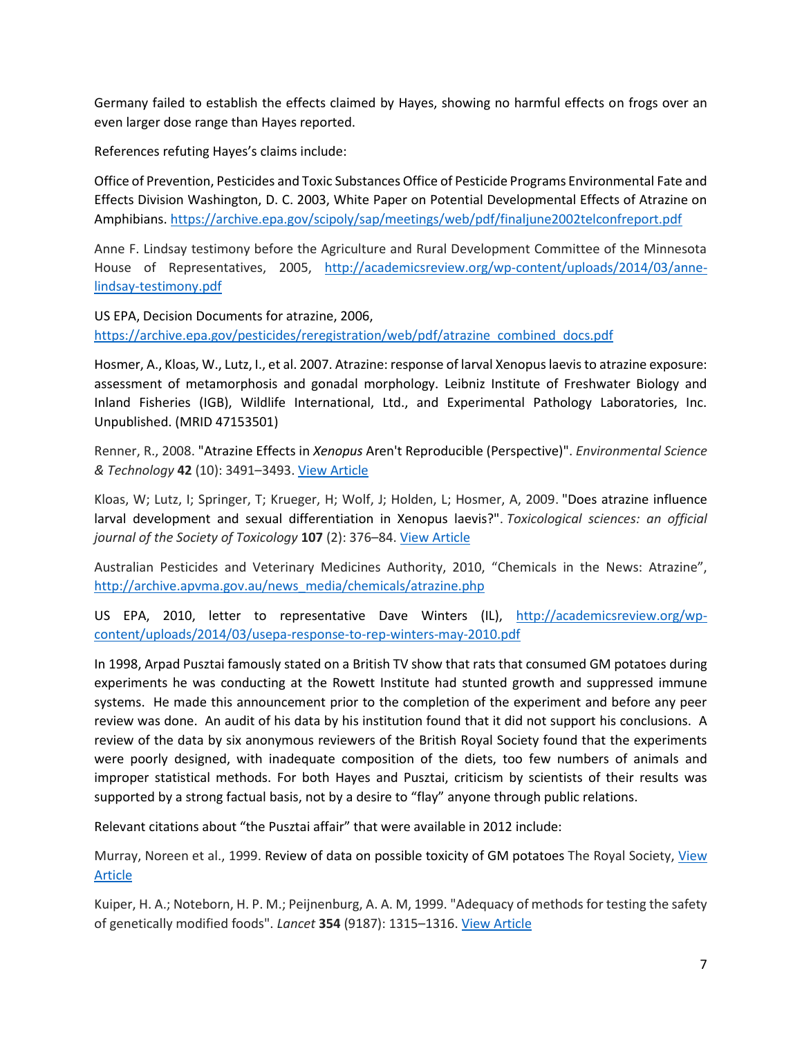Germany failed to establish the effects claimed by Hayes, showing no harmful effects on frogs over an even larger dose range than Hayes reported.

References refuting Hayes's claims include:

Office of Prevention, Pesticides and Toxic Substances Office of Pesticide Programs Environmental Fate and Effects Division Washington, D. C. 2003, White Paper on Potential Developmental Effects of Atrazine on Amphibians. https://archive.epa.gov/scipoly/sap/meetings/web/pdf/finaljune2002telconfreport.pdf

Anne F. Lindsay testimony before the Agriculture and Rural Development Committee of the Minnesota House of Representatives, 2005, http://academicsreview.org/wp-content/uploads/2014/03/anne-lindsay-testimony.pdf

US EPA, Decision Documents for atrazine, 2006, https://archive.epa.gov/pesticides/reregistration/web/pdf/atrazine_combined_docs.pdf

Hosmer, A., Kloas, W., Lutz, I., et al. 2007. Atrazine: response of larval Xenopus laevis to atrazine exposure: assessment of metamorphosis and gonadal morphology. Leibniz Institute of Freshwater Biology and Inland Fisheries (IGB), Wildlife International, Ltd., and Experimental Pathology Laboratories, Inc. Unpublished. (MRID 47153501)

Renner, R., 2008. "Atrazine Effects in *Xenopus* Aren't Reproducible (Perspective)". *Environmental Science & Technology* **42** (10): 3491–3493. View Article

Kloas, W; Lutz, I; Springer, T; Krueger, H; Wolf, J; Holden, L; Hosmer, A, 2009. "Does atrazine influence larval development and sexual differentiation in Xenopus laevis?". *Toxicological sciences: an official journal of the Society of Toxicology* **107** (2): 376–84. View Article

Australian Pesticides and Veterinary Medicines Authority, 2010, "Chemicals in the News: Atrazine", http://archive.apvma.gov.au/news_media/chemicals/atrazine.php

US EPA, 2010, letter to representative Dave Winters (IL), http://academicsreview.org/wp-content/uploads/2014/03/usepa-response-to-rep-winters-may-2010.pdf

In 1998, Arpad Pusztai famously stated on a British TV show that rats that consumed GM potatoes during experiments he was conducting at the Rowett Institute had stunted growth and suppressed immune systems. He made this announcement prior to the completion of the experiment and before any peer review was done. An audit of his data by his institution found that it did not support his conclusions. A review of the data by six anonymous reviewers of the British Royal Society found that the experiments were poorly designed, with inadequate composition of the diets, too few numbers of animals and improper statistical methods. For both Hayes and Pusztai, criticism by scientists of their results was supported by a strong factual basis, not by a desire to "flay" anyone through public relations.

Relevant citations about "the Pusztai affair" that were available in 2012 include:

Murray, Noreen et al., 1999. Review of data on possible toxicity of GM potatoes The Royal Society, View Article

Kuiper, H. A.; Noteborn, H. P. M.; Peijnenburg, A. A. M, 1999. "Adequacy of methods for testing the safety of genetically modified foods". *Lancet* **354** (9187): 1315–1316. View Article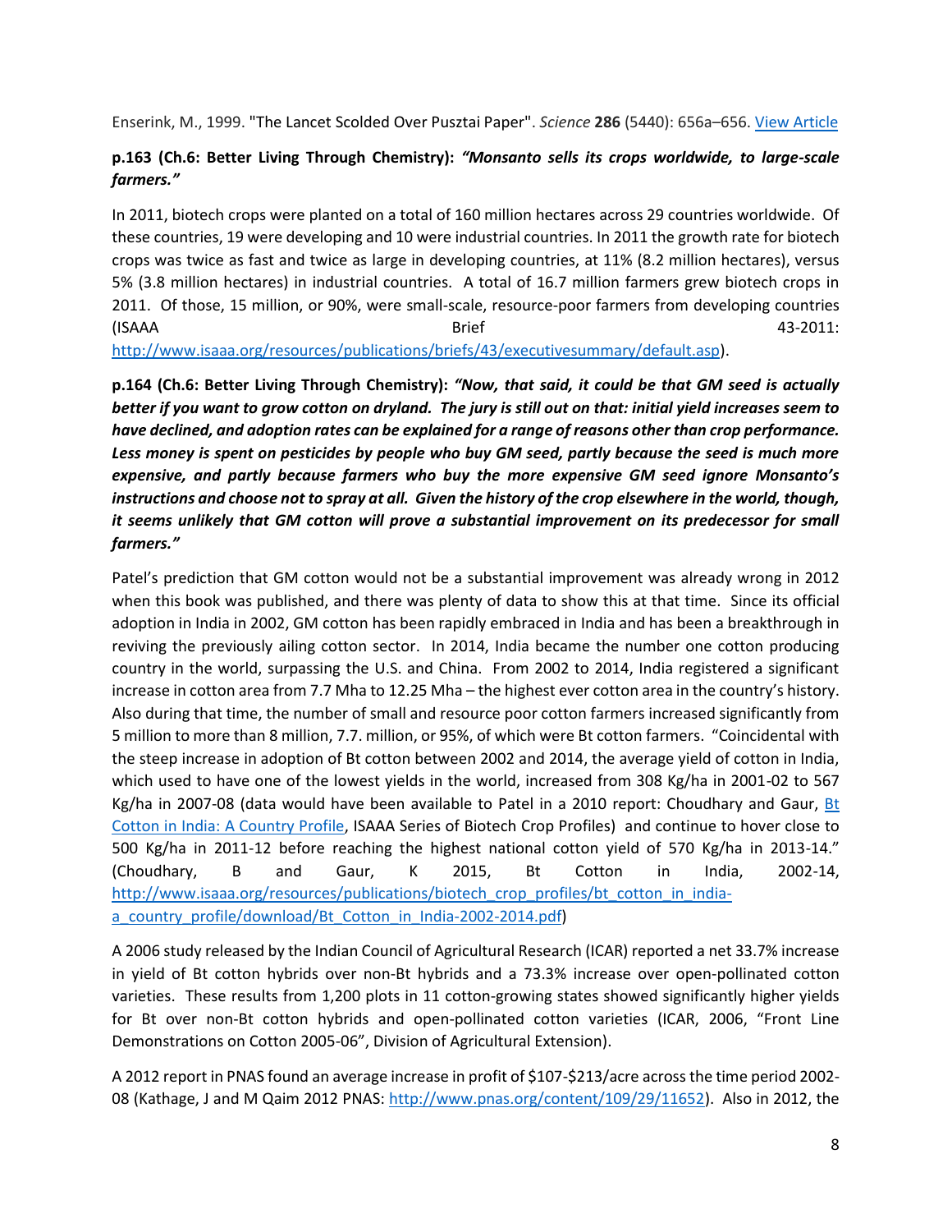Enserink, M., 1999. "The Lancet Scolded Over Pusztai Paper". *Science* **286** (5440): 656a–656. [View Article]

**p.163 (Ch.6: Better Living Through Chemistry):** ***"Monsanto sells its crops worldwide, to large-scale farmers."***

In 2011, biotech crops were planted on a total of 160 million hectares across 29 countries worldwide. Of these countries, 19 were developing and 10 were industrial countries. In 2011 the growth rate for biotech crops was twice as fast and twice as large in developing countries, at 11% (8.2 million hectares), versus 5% (3.8 million hectares) in industrial countries. A total of 16.7 million farmers grew biotech crops in 2011. Of those, 15 million, or 90%, were small-scale, resource-poor farmers from developing countries (ISAAA Brief 43-2011: http://www.isaaa.org/resources/publications/briefs/43/executivesummary/default.asp).

**p.164 (Ch.6: Better Living Through Chemistry):** ***"Now, that said, it could be that GM seed is actually better if you want to grow cotton on dryland. The jury is still out on that: initial yield increases seem to have declined, and adoption rates can be explained for a range of reasons other than crop performance. Less money is spent on pesticides by people who buy GM seed, partly because the seed is much more expensive, and partly because farmers who buy the more expensive GM seed ignore Monsanto's instructions and choose not to spray at all. Given the history of the crop elsewhere in the world, though, it seems unlikely that GM cotton will prove a substantial improvement on its predecessor for small farmers."***

Patel's prediction that GM cotton would not be a substantial improvement was already wrong in 2012 when this book was published, and there was plenty of data to show this at that time. Since its official adoption in India in 2002, GM cotton has been rapidly embraced in India and has been a breakthrough in reviving the previously ailing cotton sector. In 2014, India became the number one cotton producing country in the world, surpassing the U.S. and China. From 2002 to 2014, India registered a significant increase in cotton area from 7.7 Mha to 12.25 Mha – the highest ever cotton area in the country's history. Also during that time, the number of small and resource poor cotton farmers increased significantly from 5 million to more than 8 million, 7.7. million, or 95%, of which were Bt cotton farmers. "Coincidental with the steep increase in adoption of Bt cotton between 2002 and 2014, the average yield of cotton in India, which used to have one of the lowest yields in the world, increased from 308 Kg/ha in 2001-02 to 567 Kg/ha in 2007-08 (data would have been available to Patel in a 2010 report: Choudhary and Gaur, [Bt Cotton in India: A Country Profile], ISAAA Series of Biotech Crop Profiles) and continue to hover close to 500 Kg/ha in 2011-12 before reaching the highest national cotton yield of 570 Kg/ha in 2013-14." (Choudhary, B and Gaur, K 2015, Bt Cotton in India, 2002-14, http://www.isaaa.org/resources/publications/biotech_crop_profiles/bt_cotton_in_india-a_country_profile/download/Bt_Cotton_in_India-2002-2014.pdf)

A 2006 study released by the Indian Council of Agricultural Research (ICAR) reported a net 33.7% increase in yield of Bt cotton hybrids over non-Bt hybrids and a 73.3% increase over open-pollinated cotton varieties. These results from 1,200 plots in 11 cotton-growing states showed significantly higher yields for Bt over non-Bt cotton hybrids and open-pollinated cotton varieties (ICAR, 2006, "Front Line Demonstrations on Cotton 2005-06", Division of Agricultural Extension).

A 2012 report in PNAS found an average increase in profit of $107-$213/acre across the time period 2002-08 (Kathage, J and M Qaim 2012 PNAS: http://www.pnas.org/content/109/29/11652). Also in 2012, the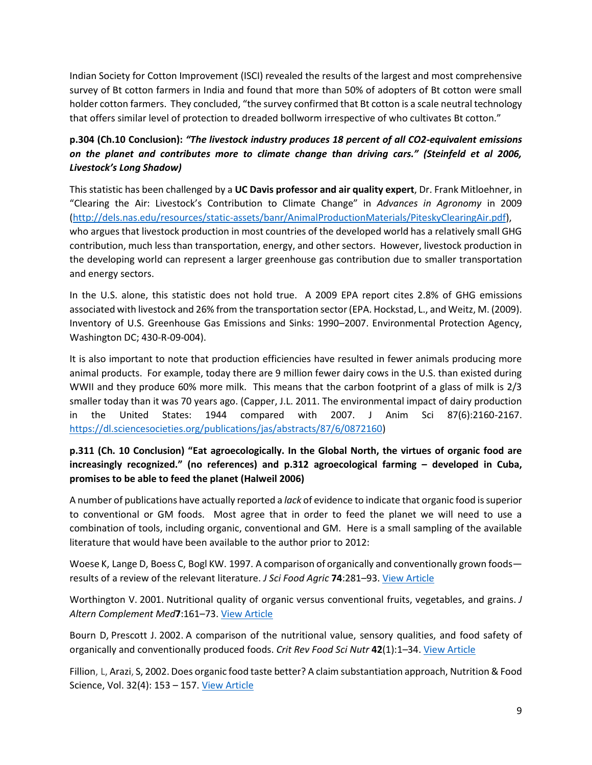Indian Society for Cotton Improvement (ISCI) revealed the results of the largest and most comprehensive survey of Bt cotton farmers in India and found that more than 50% of adopters of Bt cotton were small holder cotton farmers. They concluded, "the survey confirmed that Bt cotton is a scale neutral technology that offers similar level of protection to dreaded bollworm irrespective of who cultivates Bt cotton."

**p.304 (Ch.10 Conclusion):** ***"The livestock industry produces 18 percent of all CO2-equivalent emissions on the planet and contributes more to climate change than driving cars." (Steinfeld et al 2006, Livestock's Long Shadow)***

This statistic has been challenged by a **UC Davis professor and air quality expert**, Dr. Frank Mitloehner, in "Clearing the Air: Livestock's Contribution to Climate Change" in *Advances in Agronomy* in 2009 (http://dels.nas.edu/resources/static-assets/banr/AnimalProductionMaterials/PiteskyClearingAir.pdf), who argues that livestock production in most countries of the developed world has a relatively small GHG contribution, much less than transportation, energy, and other sectors. However, livestock production in the developing world can represent a larger greenhouse gas contribution due to smaller transportation and energy sectors.

In the U.S. alone, this statistic does not hold true. A 2009 EPA report cites 2.8% of GHG emissions associated with livestock and 26% from the transportation sector (EPA. Hockstad, L., and Weitz, M. (2009). Inventory of U.S. Greenhouse Gas Emissions and Sinks: 1990–2007. Environmental Protection Agency, Washington DC; 430-R-09-004).

It is also important to note that production efficiencies have resulted in fewer animals producing more animal products. For example, today there are 9 million fewer dairy cows in the U.S. than existed during WWII and they produce 60% more milk. This means that the carbon footprint of a glass of milk is 2/3 smaller today than it was 70 years ago. (Capper, J.L. 2011. The environmental impact of dairy production in the United States: 1944 compared with 2007. J Anim Sci 87(6):2160-2167. https://dl.sciencesocieties.org/publications/jas/abstracts/87/6/0872160)

**p.311 (Ch. 10 Conclusion) "Eat agroecologically. In the Global North, the virtues of organic food are increasingly recognized." (no references) and p.312 agroecological farming – developed in Cuba, promises to be able to feed the planet (Halweil 2006)**

A number of publications have actually reported a *lack* of evidence to indicate that organic food is superior to conventional or GM foods. Most agree that in order to feed the planet we will need to use a combination of tools, including organic, conventional and GM. Here is a small sampling of the available literature that would have been available to the author prior to 2012:

Woese K, Lange D, Boess C, Bogl KW. 1997. A comparison of organically and conventionally grown foods—results of a review of the relevant literature. *J Sci Food Agric* **74**:281–93. View Article

Worthington V. 2001. Nutritional quality of organic versus conventional fruits, vegetables, and grains. *J Altern Complement Med***7**:161–73. View Article

Bourn D, Prescott J. 2002. A comparison of the nutritional value, sensory qualities, and food safety of organically and conventionally produced foods. *Crit Rev Food Sci Nutr* **42**(1):1–34. View Article

Fillion, L, Arazi, S, 2002. Does organic food taste better? A claim substantiation approach, Nutrition & Food Science, Vol. 32(4): 153 – 157. View Article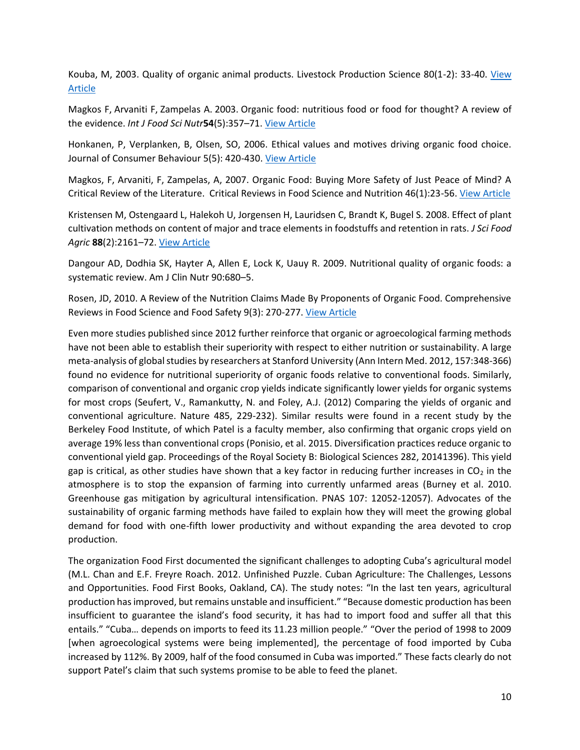Kouba, M, 2003. Quality of organic animal products. Livestock Production Science 80(1-2): 33-40. [View Article]

Magkos F, Arvaniti F, Zampelas A. 2003. Organic food: nutritious food or food for thought? A review of the evidence. *Int J Food Sci Nutr* **54**(5):357–71. [View Article]

Honkanen, P, Verplanken, B, Olsen, SO, 2006. Ethical values and motives driving organic food choice. Journal of Consumer Behaviour 5(5): 420-430. [View Article]

Magkos, F, Arvaniti, F, Zampelas, A, 2007. Organic Food: Buying More Safety of Just Peace of Mind? A Critical Review of the Literature. Critical Reviews in Food Science and Nutrition 46(1):23-56. [View Article]

Kristensen M, Ostengaard L, Halekoh U, Jorgensen H, Lauridsen C, Brandt K, Bugel S. 2008. Effect of plant cultivation methods on content of major and trace elements in foodstuffs and retention in rats. *J Sci Food Agric* **88**(2):2161–72. [View Article]

Dangour AD, Dodhia SK, Hayter A, Allen E, Lock K, Uauy R. 2009. Nutritional quality of organic foods: a systematic review. Am J Clin Nutr 90:680–5.

Rosen, JD, 2010. A Review of the Nutrition Claims Made By Proponents of Organic Food. Comprehensive Reviews in Food Science and Food Safety 9(3): 270-277. [View Article]

Even more studies published since 2012 further reinforce that organic or agroecological farming methods have not been able to establish their superiority with respect to either nutrition or sustainability. A large meta-analysis of global studies by researchers at Stanford University (Ann Intern Med. 2012, 157:348-366) found no evidence for nutritional superiority of organic foods relative to conventional foods. Similarly, comparison of conventional and organic crop yields indicate significantly lower yields for organic systems for most crops (Seufert, V., Ramankutty, N. and Foley, A.J. (2012) Comparing the yields of organic and conventional agriculture. Nature 485, 229-232). Similar results were found in a recent study by the Berkeley Food Institute, of which Patel is a faculty member, also confirming that organic crops yield on average 19% less than conventional crops (Ponisio, et al. 2015. Diversification practices reduce organic to conventional yield gap. Proceedings of the Royal Society B: Biological Sciences 282, 20141396). This yield gap is critical, as other studies have shown that a key factor in reducing further increases in $CO_2$ in the atmosphere is to stop the expansion of farming into currently unfarmed areas (Burney et al. 2010. Greenhouse gas mitigation by agricultural intensification. PNAS 107: 12052-12057). Advocates of the sustainability of organic farming methods have failed to explain how they will meet the growing global demand for food with one-fifth lower productivity and without expanding the area devoted to crop production.

The organization Food First documented the significant challenges to adopting Cuba's agricultural model (M.L. Chan and E.F. Freyre Roach. 2012. Unfinished Puzzle. Cuban Agriculture: The Challenges, Lessons and Opportunities. Food First Books, Oakland, CA). The study notes: "In the last ten years, agricultural production has improved, but remains unstable and insufficient." "Because domestic production has been insufficient to guarantee the island's food security, it has had to import food and suffer all that this entails." "Cuba… depends on imports to feed its 11.23 million people." "Over the period of 1998 to 2009 [when agroecological systems were being implemented], the percentage of food imported by Cuba increased by 112%. By 2009, half of the food consumed in Cuba was imported." These facts clearly do not support Patel's claim that such systems promise to be able to feed the planet.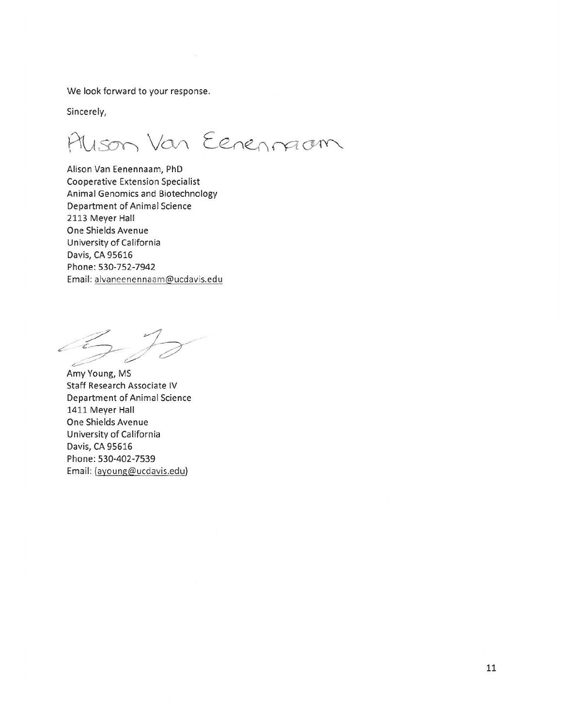We look forward to your response.

Sincerely,

Alison Van Eenennaam

Alison Van Eenennaam, PhD
Cooperative Extension Specialist
Animal Genomics and Biotechnology
Department of Animal Science
2113 Meyer Hall
One Shields Avenue
University of California
Davis, CA 95616
Phone: 530-752-7942
Email: alvaneenennaam@ucdavis.edu

Amy Young, MS
Staff Research Associate IV
Department of Animal Science
1411 Meyer Hall
One Shields Avenue
University of California
Davis, CA 95616
Phone: 530-402-7539
Email: (ayoung@ucdavis.edu)